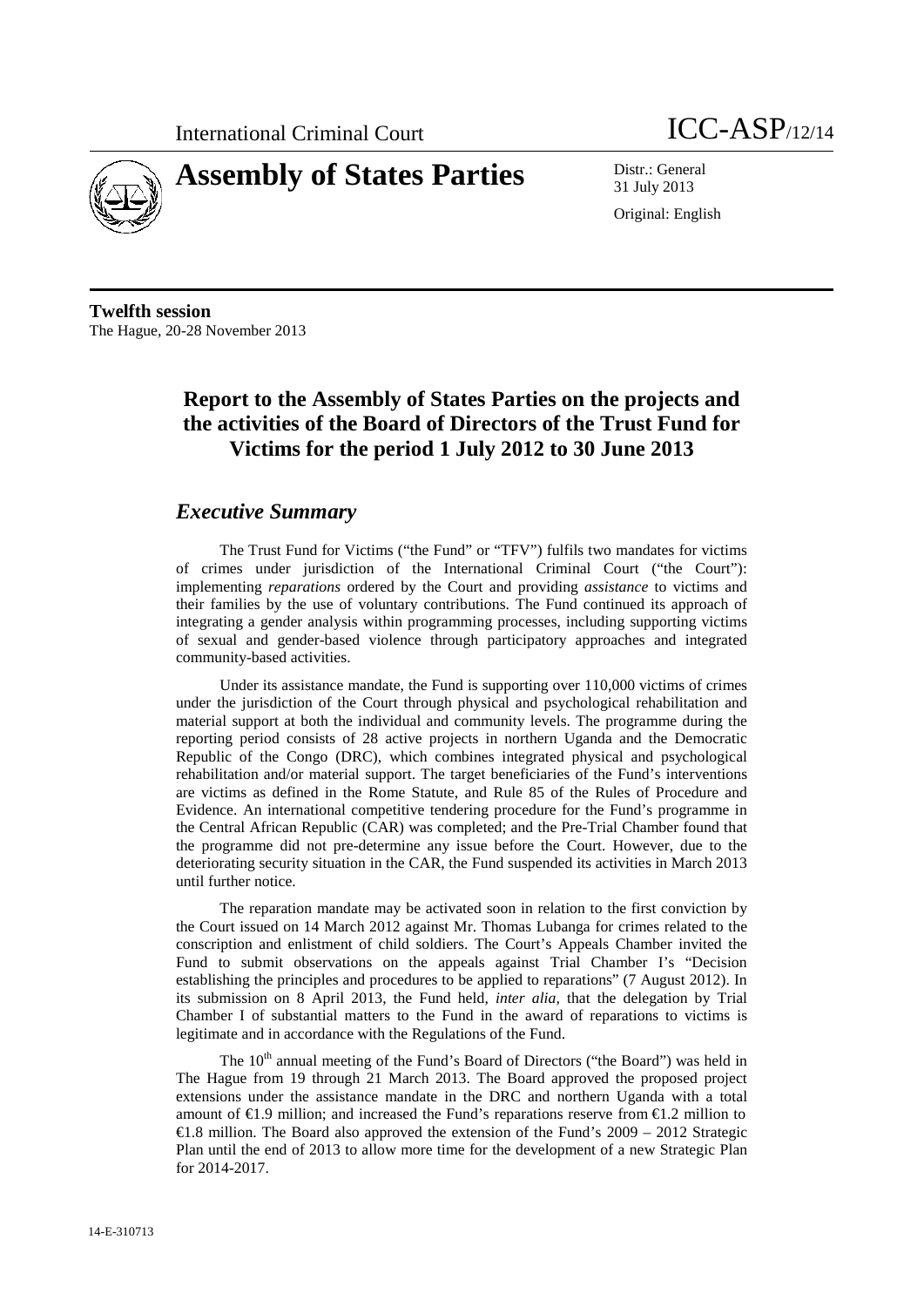International Criminal Court

# Assembly of States Parties

ICC-ASP/12/14

Distr.: General
31 July 2013

Original: English

**Twelfth session**
The Hague, 20-28 November 2013

## Report to the Assembly of States Parties on the projects and the activities of the Board of Directors of the Trust Fund for Victims for the period 1 July 2012 to 30 June 2013

## *Executive Summary*

The Trust Fund for Victims ("the Fund" or "TFV") fulfils two mandates for victims of crimes under jurisdiction of the International Criminal Court ("the Court"): implementing *reparations* ordered by the Court and providing *assistance* to victims and their families by the use of voluntary contributions. The Fund continued its approach of integrating a gender analysis within programming processes, including supporting victims of sexual and gender-based violence through participatory approaches and integrated community-based activities.

Under its assistance mandate, the Fund is supporting over 110,000 victims of crimes under the jurisdiction of the Court through physical and psychological rehabilitation and material support at both the individual and community levels. The programme during the reporting period consists of 28 active projects in northern Uganda and the Democratic Republic of the Congo (DRC), which combines integrated physical and psychological rehabilitation and/or material support. The target beneficiaries of the Fund's interventions are victims as defined in the Rome Statute, and Rule 85 of the Rules of Procedure and Evidence. An international competitive tendering procedure for the Fund's programme in the Central African Republic (CAR) was completed; and the Pre-Trial Chamber found that the programme did not pre-determine any issue before the Court. However, due to the deteriorating security situation in the CAR, the Fund suspended its activities in March 2013 until further notice.

The reparation mandate may be activated soon in relation to the first conviction by the Court issued on 14 March 2012 against Mr. Thomas Lubanga for crimes related to the conscription and enlistment of child soldiers. The Court's Appeals Chamber invited the Fund to submit observations on the appeals against Trial Chamber I's "Decision establishing the principles and procedures to be applied to reparations" (7 August 2012). In its submission on 8 April 2013, the Fund held, *inter alia,* that the delegation by Trial Chamber I of substantial matters to the Fund in the award of reparations to victims is legitimate and in accordance with the Regulations of the Fund.

The 10th annual meeting of the Fund's Board of Directors ("the Board") was held in The Hague from 19 through 21 March 2013. The Board approved the proposed project extensions under the assistance mandate in the DRC and northern Uganda with a total amount of €1.9 million; and increased the Fund's reparations reserve from €1.2 million to €1.8 million. The Board also approved the extension of the Fund's 2009 – 2012 Strategic Plan until the end of 2013 to allow more time for the development of a new Strategic Plan for 2014-2017.

14-E-310713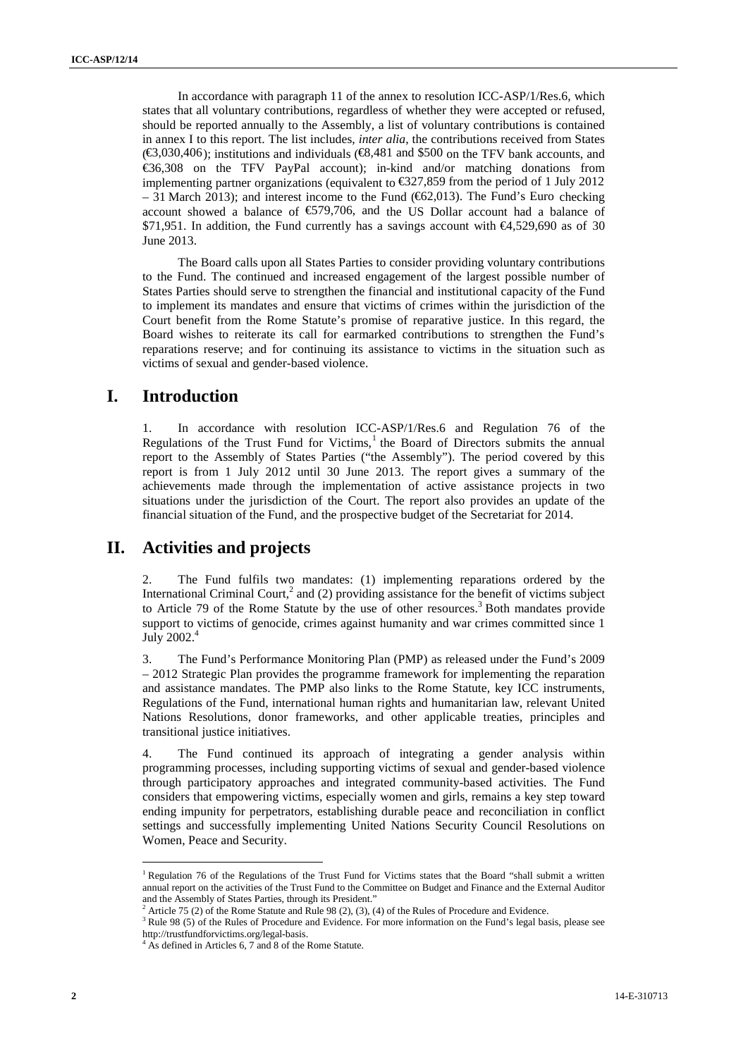In accordance with paragraph 11 of the annex to resolution ICC-ASP/1/Res.6, which states that all voluntary contributions, regardless of whether they were accepted or refused, should be reported annually to the Assembly, a list of voluntary contributions is contained in annex I to this report. The list includes, *inter alia*, the contributions received from States (€3,030,406); institutions and individuals (€8,481 and $500 on the TFV bank accounts, and €36,308 on the TFV PayPal account); in-kind and/or matching donations from implementing partner organizations (equivalent to €327,859 from the period of 1 July 2012 – 31 March 2013); and interest income to the Fund (€62,013). The Fund's Euro checking account showed a balance of €579,706, and the US Dollar account had a balance of $71,951. In addition, the Fund currently has a savings account with €4,529,690 as of 30 June 2013.

The Board calls upon all States Parties to consider providing voluntary contributions to the Fund. The continued and increased engagement of the largest possible number of States Parties should serve to strengthen the financial and institutional capacity of the Fund to implement its mandates and ensure that victims of crimes within the jurisdiction of the Court benefit from the Rome Statute's promise of reparative justice. In this regard, the Board wishes to reiterate its call for earmarked contributions to strengthen the Fund's reparations reserve; and for continuing its assistance to victims in the situation such as victims of sexual and gender-based violence.

# I. Introduction

1. In accordance with resolution ICC-ASP/1/Res.6 and Regulation 76 of the Regulations of the Trust Fund for Victims,[1] the Board of Directors submits the annual report to the Assembly of States Parties ("the Assembly"). The period covered by this report is from 1 July 2012 until 30 June 2013. The report gives a summary of the achievements made through the implementation of active assistance projects in two situations under the jurisdiction of the Court. The report also provides an update of the financial situation of the Fund, and the prospective budget of the Secretariat for 2014.

# II. Activities and projects

2. The Fund fulfils two mandates: (1) implementing reparations ordered by the International Criminal Court,[2] and (2) providing assistance for the benefit of victims subject to Article 79 of the Rome Statute by the use of other resources.[3] Both mandates provide support to victims of genocide, crimes against humanity and war crimes committed since 1 July 2002.[4]

3. The Fund's Performance Monitoring Plan (PMP) as released under the Fund's 2009 – 2012 Strategic Plan provides the programme framework for implementing the reparation and assistance mandates. The PMP also links to the Rome Statute, key ICC instruments, Regulations of the Fund, international human rights and humanitarian law, relevant United Nations Resolutions, donor frameworks, and other applicable treaties, principles and transitional justice initiatives.

4. The Fund continued its approach of integrating a gender analysis within programming processes, including supporting victims of sexual and gender-based violence through participatory approaches and integrated community-based activities. The Fund considers that empowering victims, especially women and girls, remains a key step toward ending impunity for perpetrators, establishing durable peace and reconciliation in conflict settings and successfully implementing United Nations Security Council Resolutions on Women, Peace and Security.

---

[1] Regulation 76 of the Regulations of the Trust Fund for Victims states that the Board "shall submit a written annual report on the activities of the Trust Fund to the Committee on Budget and Finance and the External Auditor and the Assembly of States Parties, through its President."

[2] Article 75 (2) of the Rome Statute and Rule 98 (2), (3), (4) of the Rules of Procedure and Evidence.

[3] Rule 98 (5) of the Rules of Procedure and Evidence. For more information on the Fund's legal basis, please see http://trustfundforvictims.org/legal-basis.

[4] As defined in Articles 6, 7 and 8 of the Rome Statute.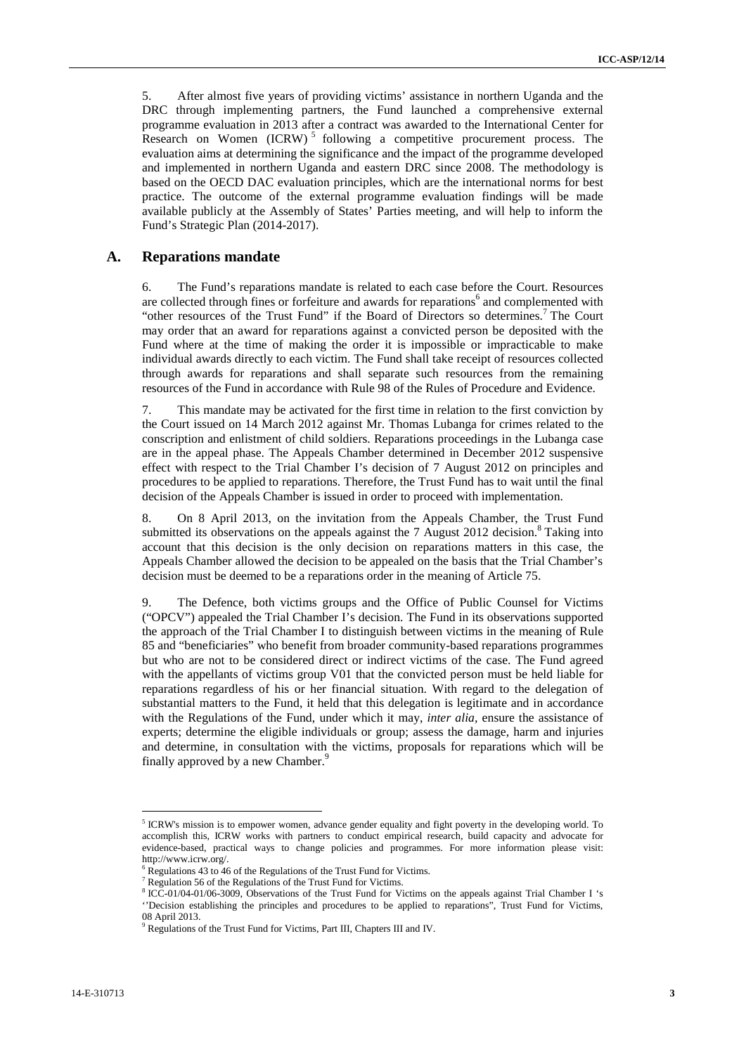5. After almost five years of providing victims' assistance in northern Uganda and the DRC through implementing partners, the Fund launched a comprehensive external programme evaluation in 2013 after a contract was awarded to the International Center for Research on Women (ICRW) [5] following a competitive procurement process. The evaluation aims at determining the significance and the impact of the programme developed and implemented in northern Uganda and eastern DRC since 2008. The methodology is based on the OECD DAC evaluation principles, which are the international norms for best practice. The outcome of the external programme evaluation findings will be made available publicly at the Assembly of States' Parties meeting, and will help to inform the Fund's Strategic Plan (2014-2017).

## A. Reparations mandate

6. The Fund's reparations mandate is related to each case before the Court. Resources are collected through fines or forfeiture and awards for reparations[6] and complemented with "other resources of the Trust Fund" if the Board of Directors so determines.[7] The Court may order that an award for reparations against a convicted person be deposited with the Fund where at the time of making the order it is impossible or impracticable to make individual awards directly to each victim. The Fund shall take receipt of resources collected through awards for reparations and shall separate such resources from the remaining resources of the Fund in accordance with Rule 98 of the Rules of Procedure and Evidence.

7. This mandate may be activated for the first time in relation to the first conviction by the Court issued on 14 March 2012 against Mr. Thomas Lubanga for crimes related to the conscription and enlistment of child soldiers. Reparations proceedings in the Lubanga case are in the appeal phase. The Appeals Chamber determined in December 2012 suspensive effect with respect to the Trial Chamber I's decision of 7 August 2012 on principles and procedures to be applied to reparations. Therefore, the Trust Fund has to wait until the final decision of the Appeals Chamber is issued in order to proceed with implementation.

8. On 8 April 2013, on the invitation from the Appeals Chamber, the Trust Fund submitted its observations on the appeals against the 7 August 2012 decision.[8] Taking into account that this decision is the only decision on reparations matters in this case, the Appeals Chamber allowed the decision to be appealed on the basis that the Trial Chamber's decision must be deemed to be a reparations order in the meaning of Article 75.

9. The Defence, both victims groups and the Office of Public Counsel for Victims ("OPCV") appealed the Trial Chamber I's decision. The Fund in its observations supported the approach of the Trial Chamber I to distinguish between victims in the meaning of Rule 85 and "beneficiaries" who benefit from broader community-based reparations programmes but who are not to be considered direct or indirect victims of the case. The Fund agreed with the appellants of victims group V01 that the convicted person must be held liable for reparations regardless of his or her financial situation. With regard to the delegation of substantial matters to the Fund, it held that this delegation is legitimate and in accordance with the Regulations of the Fund, under which it may, *inter alia,* ensure the assistance of experts; determine the eligible individuals or group; assess the damage, harm and injuries and determine, in consultation with the victims, proposals for reparations which will be finally approved by a new Chamber.[9]

---

[5] ICRW's mission is to empower women, advance gender equality and fight poverty in the developing world. To accomplish this, ICRW works with partners to conduct empirical research, build capacity and advocate for evidence-based, practical ways to change policies and programmes. For more information please visit: http://www.icrw.org/.

[6] Regulations 43 to 46 of the Regulations of the Trust Fund for Victims.

[7] Regulation 56 of the Regulations of the Trust Fund for Victims.

[8] ICC-01/04-01/06-3009, Observations of the Trust Fund for Victims on the appeals against Trial Chamber I 's ''Decision establishing the principles and procedures to be applied to reparations", Trust Fund for Victims, 08 April 2013.

[9] Regulations of the Trust Fund for Victims, Part III, Chapters III and IV.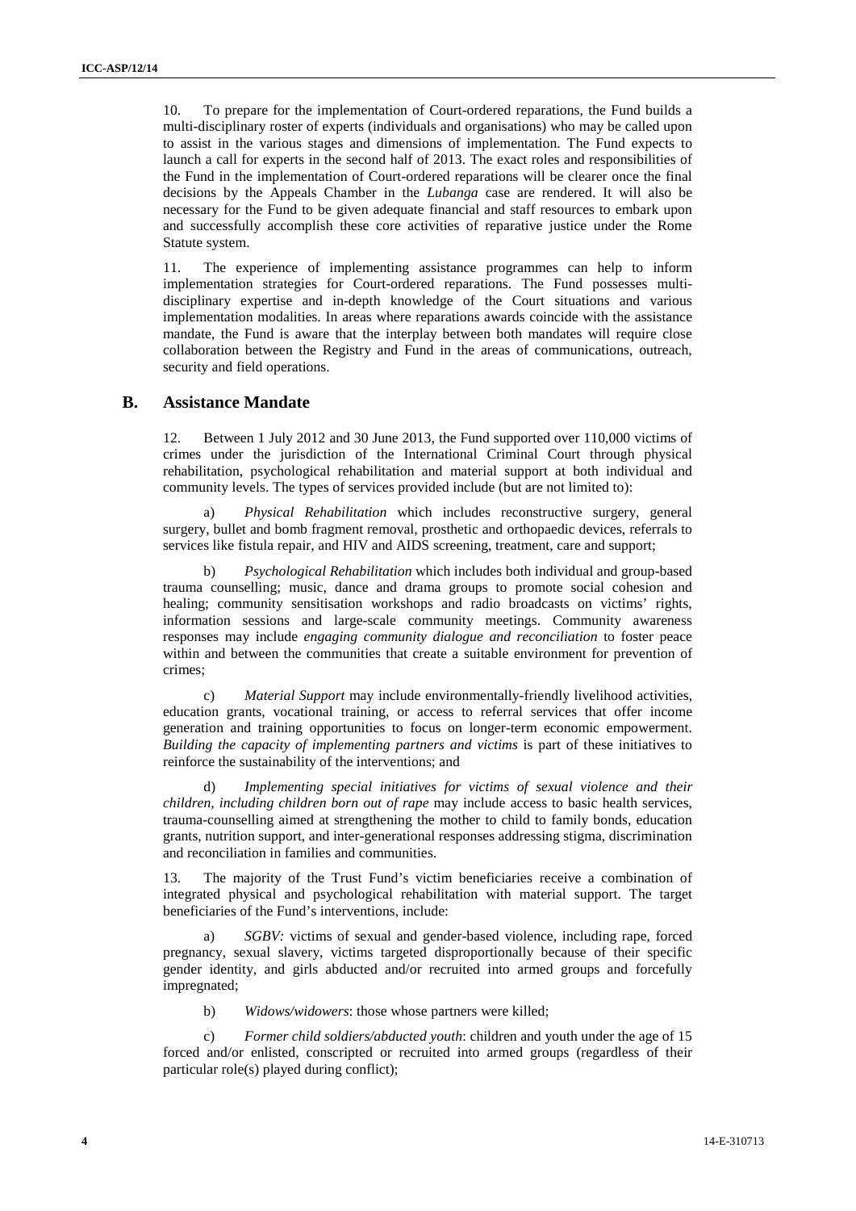10. To prepare for the implementation of Court-ordered reparations, the Fund builds a multi-disciplinary roster of experts (individuals and organisations) who may be called upon to assist in the various stages and dimensions of implementation. The Fund expects to launch a call for experts in the second half of 2013. The exact roles and responsibilities of the Fund in the implementation of Court-ordered reparations will be clearer once the final decisions by the Appeals Chamber in the *Lubanga* case are rendered. It will also be necessary for the Fund to be given adequate financial and staff resources to embark upon and successfully accomplish these core activities of reparative justice under the Rome Statute system.

11. The experience of implementing assistance programmes can help to inform implementation strategies for Court-ordered reparations. The Fund possesses multi-disciplinary expertise and in-depth knowledge of the Court situations and various implementation modalities. In areas where reparations awards coincide with the assistance mandate, the Fund is aware that the interplay between both mandates will require close collaboration between the Registry and Fund in the areas of communications, outreach, security and field operations.

## B. Assistance Mandate

12. Between 1 July 2012 and 30 June 2013, the Fund supported over 110,000 victims of crimes under the jurisdiction of the International Criminal Court through physical rehabilitation, psychological rehabilitation and material support at both individual and community levels. The types of services provided include (but are not limited to):

a) *Physical Rehabilitation* which includes reconstructive surgery, general surgery, bullet and bomb fragment removal, prosthetic and orthopaedic devices, referrals to services like fistula repair, and HIV and AIDS screening, treatment, care and support;

b) *Psychological Rehabilitation* which includes both individual and group-based trauma counselling; music, dance and drama groups to promote social cohesion and healing; community sensitisation workshops and radio broadcasts on victims' rights, information sessions and large-scale community meetings. Community awareness responses may include *engaging community dialogue and reconciliation* to foster peace within and between the communities that create a suitable environment for prevention of crimes;

c) *Material Support* may include environmentally-friendly livelihood activities, education grants, vocational training, or access to referral services that offer income generation and training opportunities to focus on longer-term economic empowerment. *Building the capacity of implementing partners and victims* is part of these initiatives to reinforce the sustainability of the interventions; and

d) *Implementing special initiatives for victims of sexual violence and their children, including children born out of rape* may include access to basic health services, trauma-counselling aimed at strengthening the mother to child to family bonds, education grants, nutrition support, and inter-generational responses addressing stigma, discrimination and reconciliation in families and communities.

13. The majority of the Trust Fund's victim beneficiaries receive a combination of integrated physical and psychological rehabilitation with material support. The target beneficiaries of the Fund's interventions, include:

a) *SGBV:* victims of sexual and gender-based violence, including rape, forced pregnancy, sexual slavery, victims targeted disproportionally because of their specific gender identity, and girls abducted and/or recruited into armed groups and forcefully impregnated;

b) *Widows/widowers*: those whose partners were killed;

c) *Former child soldiers/abducted youth*: children and youth under the age of 15 forced and/or enlisted, conscripted or recruited into armed groups (regardless of their particular role(s) played during conflict);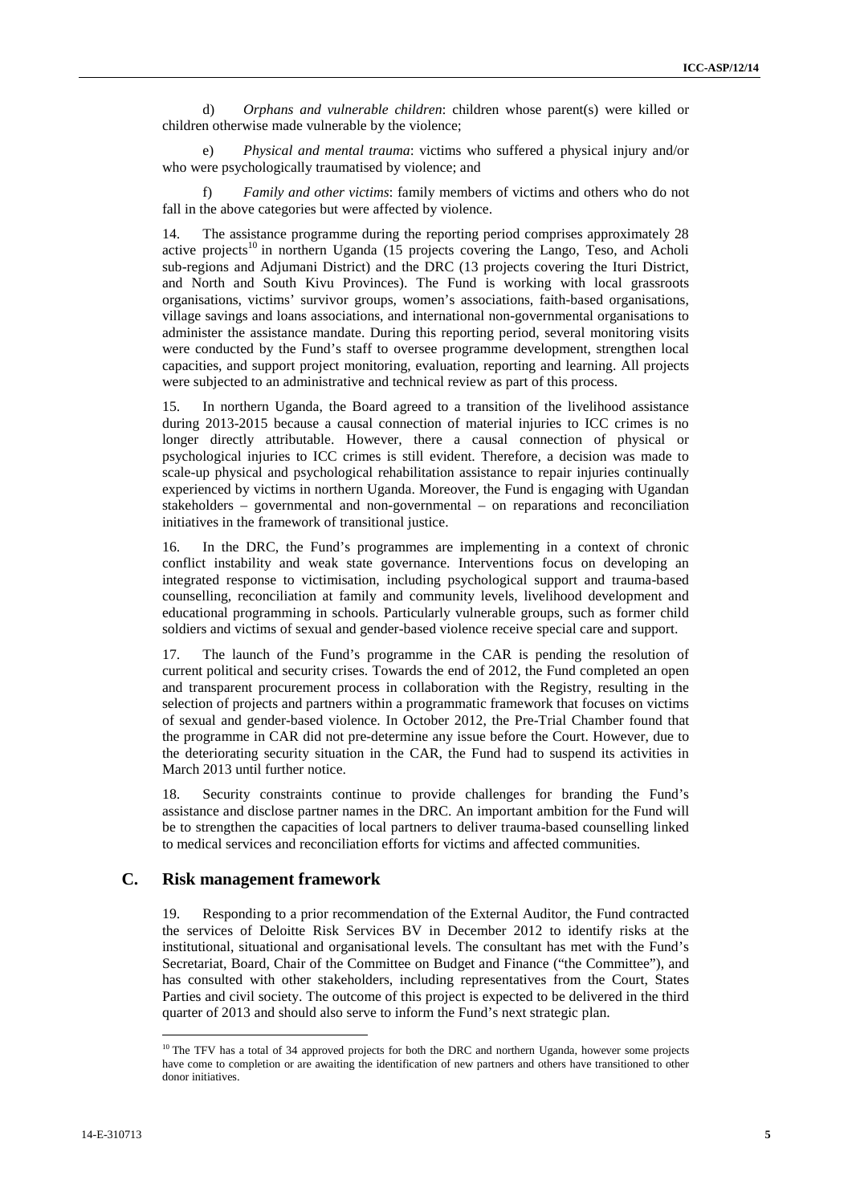d) *Orphans and vulnerable children*: children whose parent(s) were killed or children otherwise made vulnerable by the violence;

e) *Physical and mental trauma*: victims who suffered a physical injury and/or who were psychologically traumatised by violence; and

f) *Family and other victims*: family members of victims and others who do not fall in the above categories but were affected by violence.

14. The assistance programme during the reporting period comprises approximately 28 active projects[10] in northern Uganda (15 projects covering the Lango, Teso, and Acholi sub-regions and Adjumani District) and the DRC (13 projects covering the Ituri District, and North and South Kivu Provinces). The Fund is working with local grassroots organisations, victims' survivor groups, women's associations, faith-based organisations, village savings and loans associations, and international non-governmental organisations to administer the assistance mandate. During this reporting period, several monitoring visits were conducted by the Fund's staff to oversee programme development, strengthen local capacities, and support project monitoring, evaluation, reporting and learning. All projects were subjected to an administrative and technical review as part of this process.

15. In northern Uganda, the Board agreed to a transition of the livelihood assistance during 2013-2015 because a causal connection of material injuries to ICC crimes is no longer directly attributable. However, there a causal connection of physical or psychological injuries to ICC crimes is still evident. Therefore, a decision was made to scale-up physical and psychological rehabilitation assistance to repair injuries continually experienced by victims in northern Uganda. Moreover, the Fund is engaging with Ugandan stakeholders – governmental and non-governmental – on reparations and reconciliation initiatives in the framework of transitional justice.

16. In the DRC, the Fund's programmes are implementing in a context of chronic conflict instability and weak state governance. Interventions focus on developing an integrated response to victimisation, including psychological support and trauma-based counselling, reconciliation at family and community levels, livelihood development and educational programming in schools. Particularly vulnerable groups, such as former child soldiers and victims of sexual and gender-based violence receive special care and support.

17. The launch of the Fund's programme in the CAR is pending the resolution of current political and security crises. Towards the end of 2012, the Fund completed an open and transparent procurement process in collaboration with the Registry, resulting in the selection of projects and partners within a programmatic framework that focuses on victims of sexual and gender-based violence. In October 2012, the Pre-Trial Chamber found that the programme in CAR did not pre-determine any issue before the Court. However, due to the deteriorating security situation in the CAR, the Fund had to suspend its activities in March 2013 until further notice.

18. Security constraints continue to provide challenges for branding the Fund's assistance and disclose partner names in the DRC. An important ambition for the Fund will be to strengthen the capacities of local partners to deliver trauma-based counselling linked to medical services and reconciliation efforts for victims and affected communities.

## C. Risk management framework

19. Responding to a prior recommendation of the External Auditor, the Fund contracted the services of Deloitte Risk Services BV in December 2012 to identify risks at the institutional, situational and organisational levels. The consultant has met with the Fund's Secretariat, Board, Chair of the Committee on Budget and Finance ("the Committee"), and has consulted with other stakeholders, including representatives from the Court, States Parties and civil society. The outcome of this project is expected to be delivered in the third quarter of 2013 and should also serve to inform the Fund's next strategic plan.

---

[10] The TFV has a total of 34 approved projects for both the DRC and northern Uganda, however some projects have come to completion or are awaiting the identification of new partners and others have transitioned to other donor initiatives.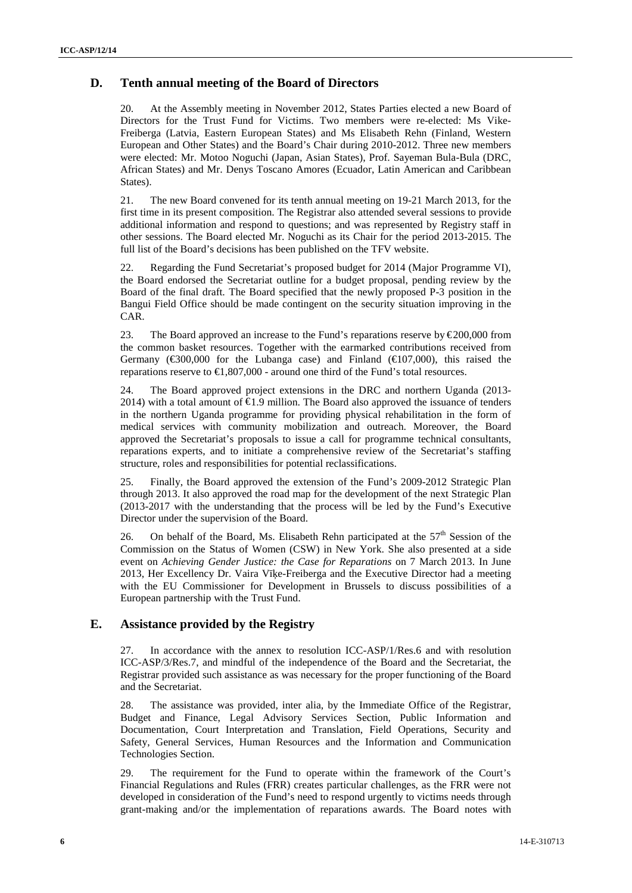## D. Tenth annual meeting of the Board of Directors

20. At the Assembly meeting in November 2012, States Parties elected a new Board of Directors for the Trust Fund for Victims. Two members were re-elected: Ms Vike-Freiberga (Latvia, Eastern European States) and Ms Elisabeth Rehn (Finland, Western European and Other States) and the Board's Chair during 2010-2012. Three new members were elected: Mr. Motoo Noguchi (Japan, Asian States), Prof. Sayeman Bula-Bula (DRC, African States) and Mr. Denys Toscano Amores (Ecuador, Latin American and Caribbean States).

21. The new Board convened for its tenth annual meeting on 19-21 March 2013, for the first time in its present composition. The Registrar also attended several sessions to provide additional information and respond to questions; and was represented by Registry staff in other sessions. The Board elected Mr. Noguchi as its Chair for the period 2013-2015. The full list of the Board's decisions has been published on the TFV website.

22. Regarding the Fund Secretariat's proposed budget for 2014 (Major Programme VI), the Board endorsed the Secretariat outline for a budget proposal, pending review by the Board of the final draft. The Board specified that the newly proposed P-3 position in the Bangui Field Office should be made contingent on the security situation improving in the CAR.

23. The Board approved an increase to the Fund's reparations reserve by €200,000 from the common basket resources. Together with the earmarked contributions received from Germany (€300,000 for the Lubanga case) and Finland (€107,000), this raised the reparations reserve to €1,807,000 - around one third of the Fund's total resources.

24. The Board approved project extensions in the DRC and northern Uganda (2013-2014) with a total amount of €1.9 million. The Board also approved the issuance of tenders in the northern Uganda programme for providing physical rehabilitation in the form of medical services with community mobilization and outreach. Moreover, the Board approved the Secretariat's proposals to issue a call for programme technical consultants, reparations experts, and to initiate a comprehensive review of the Secretariat's staffing structure, roles and responsibilities for potential reclassifications.

25. Finally, the Board approved the extension of the Fund's 2009-2012 Strategic Plan through 2013. It also approved the road map for the development of the next Strategic Plan (2013-2017 with the understanding that the process will be led by the Fund's Executive Director under the supervision of the Board.

26. On behalf of the Board, Ms. Elisabeth Rehn participated at the 57th Session of the Commission on the Status of Women (CSW) in New York. She also presented at a side event on *Achieving Gender Justice: the Case for Reparations* on 7 March 2013. In June 2013, Her Excellency Dr. Vaira Vīķe-Freiberga and the Executive Director had a meeting with the EU Commissioner for Development in Brussels to discuss possibilities of a European partnership with the Trust Fund.

## E. Assistance provided by the Registry

27. In accordance with the annex to resolution ICC-ASP/1/Res.6 and with resolution ICC-ASP/3/Res.7, and mindful of the independence of the Board and the Secretariat, the Registrar provided such assistance as was necessary for the proper functioning of the Board and the Secretariat.

28. The assistance was provided, inter alia, by the Immediate Office of the Registrar, Budget and Finance, Legal Advisory Services Section, Public Information and Documentation, Court Interpretation and Translation, Field Operations, Security and Safety, General Services, Human Resources and the Information and Communication Technologies Section.

29. The requirement for the Fund to operate within the framework of the Court's Financial Regulations and Rules (FRR) creates particular challenges, as the FRR were not developed in consideration of the Fund's need to respond urgently to victims needs through grant-making and/or the implementation of reparations awards. The Board notes with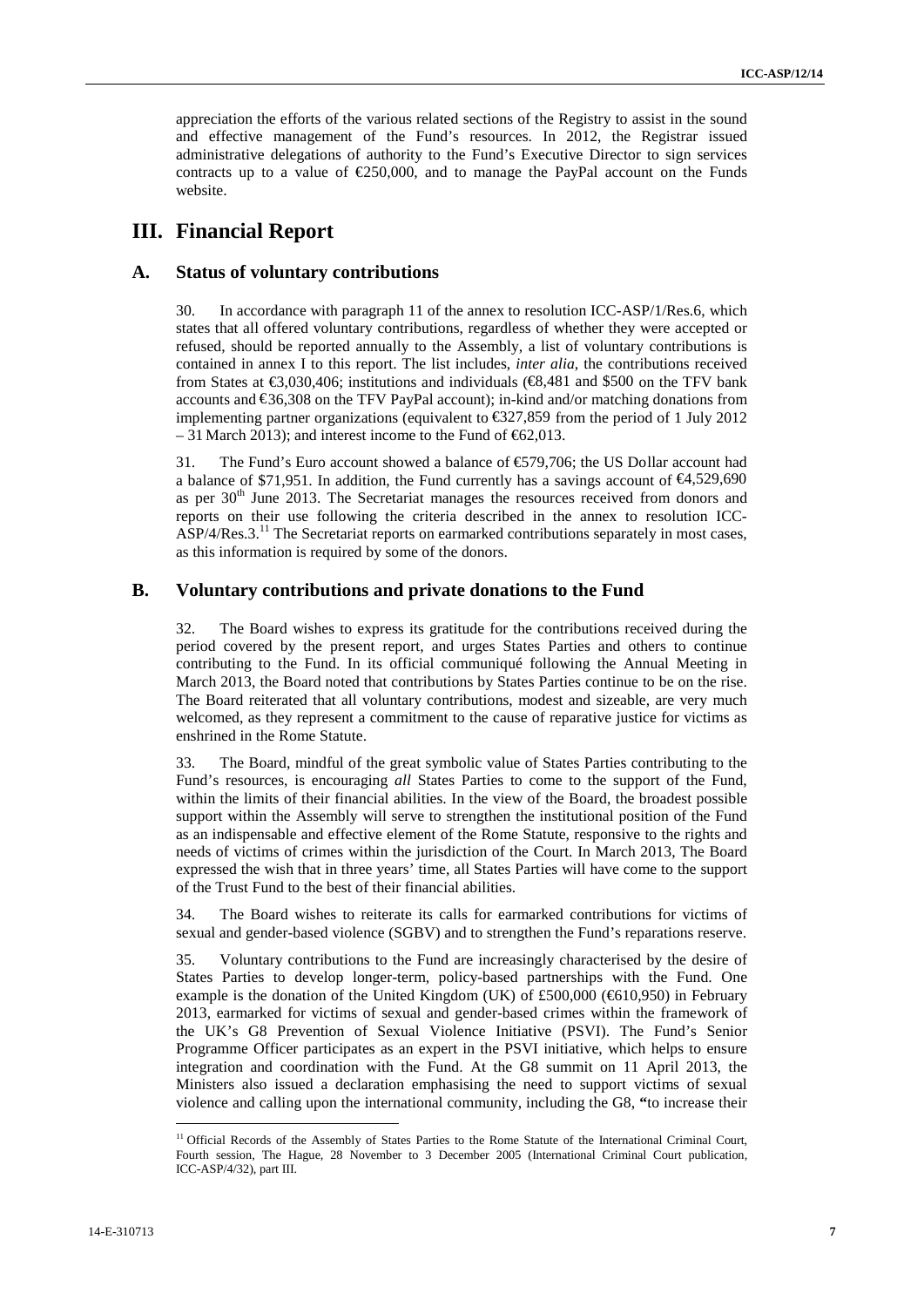appreciation the efforts of the various related sections of the Registry to assist in the sound and effective management of the Fund's resources. In 2012, the Registrar issued administrative delegations of authority to the Fund's Executive Director to sign services contracts up to a value of €250,000, and to manage the PayPal account on the Funds website.

# III. Financial Report

## A. Status of voluntary contributions

30. In accordance with paragraph 11 of the annex to resolution ICC-ASP/1/Res.6, which states that all offered voluntary contributions, regardless of whether they were accepted or refused, should be reported annually to the Assembly, a list of voluntary contributions is contained in annex I to this report. The list includes, *inter alia*, the contributions received from States at €3,030,406; institutions and individuals (€8,481 and $500 on the TFV bank accounts and €36,308 on the TFV PayPal account); in-kind and/or matching donations from implementing partner organizations (equivalent to €327,859 from the period of 1 July 2012 – 31 March 2013); and interest income to the Fund of €62,013.

31. The Fund's Euro account showed a balance of €579,706; the US Dollar account had a balance of $71,951. In addition, the Fund currently has a savings account of €4,529,690 as per 30th June 2013. The Secretariat manages the resources received from donors and reports on their use following the criteria described in the annex to resolution ICC-ASP/4/Res.3.[11] The Secretariat reports on earmarked contributions separately in most cases, as this information is required by some of the donors.

## B. Voluntary contributions and private donations to the Fund

32. The Board wishes to express its gratitude for the contributions received during the period covered by the present report, and urges States Parties and others to continue contributing to the Fund. In its official communiqué following the Annual Meeting in March 2013, the Board noted that contributions by States Parties continue to be on the rise. The Board reiterated that all voluntary contributions, modest and sizeable, are very much welcomed, as they represent a commitment to the cause of reparative justice for victims as enshrined in the Rome Statute.

33. The Board, mindful of the great symbolic value of States Parties contributing to the Fund's resources, is encouraging *all* States Parties to come to the support of the Fund, within the limits of their financial abilities. In the view of the Board, the broadest possible support within the Assembly will serve to strengthen the institutional position of the Fund as an indispensable and effective element of the Rome Statute, responsive to the rights and needs of victims of crimes within the jurisdiction of the Court. In March 2013, The Board expressed the wish that in three years' time, all States Parties will have come to the support of the Trust Fund to the best of their financial abilities.

34. The Board wishes to reiterate its calls for earmarked contributions for victims of sexual and gender-based violence (SGBV) and to strengthen the Fund's reparations reserve.

35. Voluntary contributions to the Fund are increasingly characterised by the desire of States Parties to develop longer-term, policy-based partnerships with the Fund. One example is the donation of the United Kingdom (UK) of £500,000 (€610,950) in February 2013, earmarked for victims of sexual and gender-based crimes within the framework of the UK's G8 Prevention of Sexual Violence Initiative (PSVI). The Fund's Senior Programme Officer participates as an expert in the PSVI initiative, which helps to ensure integration and coordination with the Fund. At the G8 summit on 11 April 2013, the Ministers also issued a declaration emphasising the need to support victims of sexual violence and calling upon the international community, including the G8, **"**to increase their

[11] Official Records of the Assembly of States Parties to the Rome Statute of the International Criminal Court, Fourth session, The Hague, 28 November to 3 December 2005 (International Criminal Court publication, ICC-ASP/4/32), part III.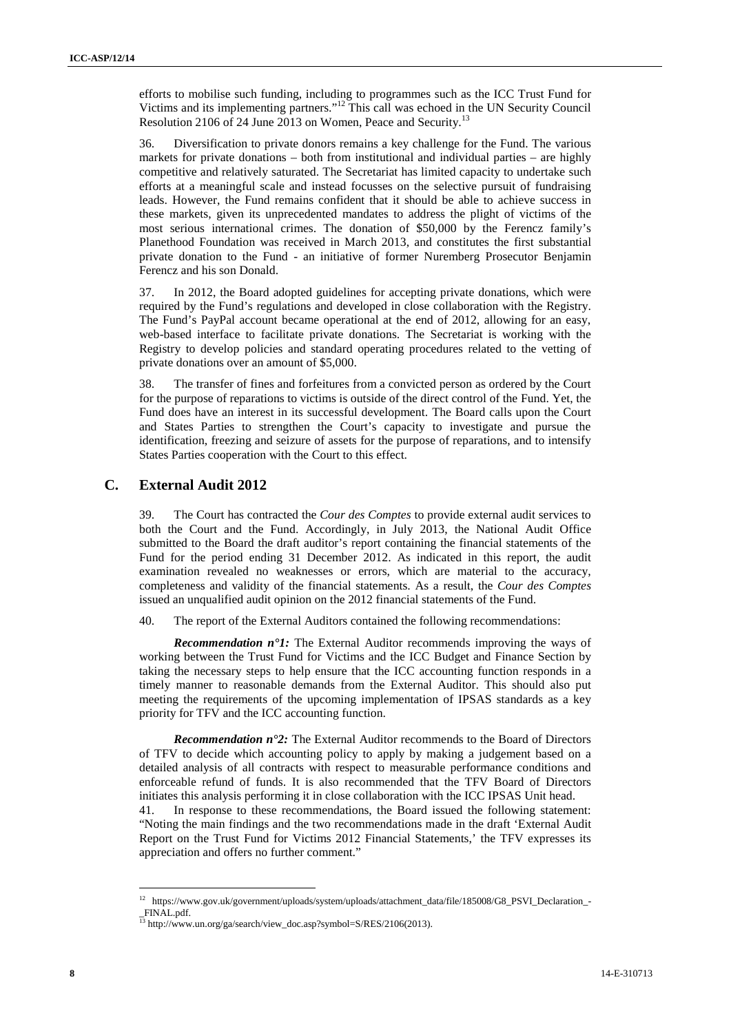efforts to mobilise such funding, including to programmes such as the ICC Trust Fund for Victims and its implementing partners."[12] This call was echoed in the UN Security Council Resolution 2106 of 24 June 2013 on Women, Peace and Security.[13]

36. Diversification to private donors remains a key challenge for the Fund. The various markets for private donations – both from institutional and individual parties – are highly competitive and relatively saturated. The Secretariat has limited capacity to undertake such efforts at a meaningful scale and instead focusses on the selective pursuit of fundraising leads. However, the Fund remains confident that it should be able to achieve success in these markets, given its unprecedented mandates to address the plight of victims of the most serious international crimes. The donation of $50,000 by the Ferencz family's Planethood Foundation was received in March 2013, and constitutes the first substantial private donation to the Fund - an initiative of former Nuremberg Prosecutor Benjamin Ferencz and his son Donald.

37. In 2012, the Board adopted guidelines for accepting private donations, which were required by the Fund's regulations and developed in close collaboration with the Registry. The Fund's PayPal account became operational at the end of 2012, allowing for an easy, web-based interface to facilitate private donations. The Secretariat is working with the Registry to develop policies and standard operating procedures related to the vetting of private donations over an amount of $5,000.

38. The transfer of fines and forfeitures from a convicted person as ordered by the Court for the purpose of reparations to victims is outside of the direct control of the Fund. Yet, the Fund does have an interest in its successful development. The Board calls upon the Court and States Parties to strengthen the Court's capacity to investigate and pursue the identification, freezing and seizure of assets for the purpose of reparations, and to intensify States Parties cooperation with the Court to this effect.

## C. External Audit 2012

39. The Court has contracted the *Cour des Comptes* to provide external audit services to both the Court and the Fund. Accordingly, in July 2013, the National Audit Office submitted to the Board the draft auditor's report containing the financial statements of the Fund for the period ending 31 December 2012. As indicated in this report, the audit examination revealed no weaknesses or errors, which are material to the accuracy, completeness and validity of the financial statements. As a result, the *Cour des Comptes* issued an unqualified audit opinion on the 2012 financial statements of the Fund.

40. The report of the External Auditors contained the following recommendations:

***Recommendation n°1:*** The External Auditor recommends improving the ways of working between the Trust Fund for Victims and the ICC Budget and Finance Section by taking the necessary steps to help ensure that the ICC accounting function responds in a timely manner to reasonable demands from the External Auditor. This should also put meeting the requirements of the upcoming implementation of IPSAS standards as a key priority for TFV and the ICC accounting function.

***Recommendation n°2:*** The External Auditor recommends to the Board of Directors of TFV to decide which accounting policy to apply by making a judgement based on a detailed analysis of all contracts with respect to measurable performance conditions and enforceable refund of funds. It is also recommended that the TFV Board of Directors initiates this analysis performing it in close collaboration with the ICC IPSAS Unit head.

41. In response to these recommendations, the Board issued the following statement: "Noting the main findings and the two recommendations made in the draft 'External Audit Report on the Trust Fund for Victims 2012 Financial Statements,' the TFV expresses its appreciation and offers no further comment."

---

[12] https://www.gov.uk/government/uploads/system/uploads/attachment_data/file/185008/G8_PSVI_Declaration_-_FINAL.pdf.

[13] http://www.un.org/ga/search/view_doc.asp?symbol=S/RES/2106(2013).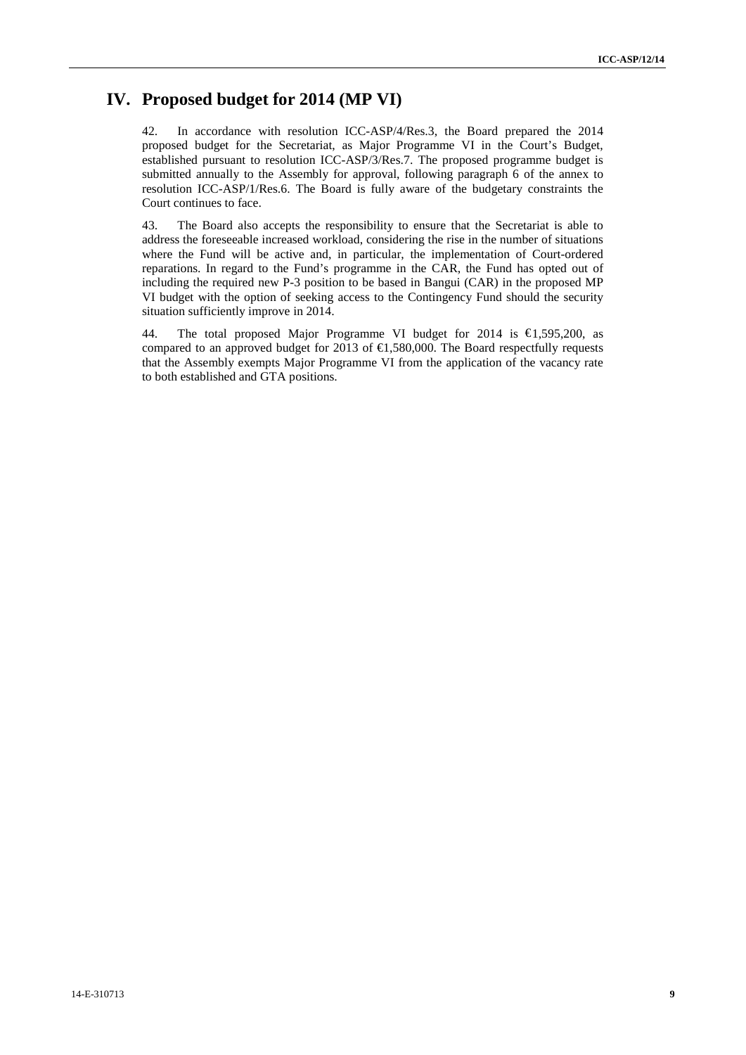# IV. Proposed budget for 2014 (MP VI)

42. In accordance with resolution ICC-ASP/4/Res.3, the Board prepared the 2014 proposed budget for the Secretariat, as Major Programme VI in the Court's Budget, established pursuant to resolution ICC-ASP/3/Res.7. The proposed programme budget is submitted annually to the Assembly for approval, following paragraph 6 of the annex to resolution ICC-ASP/1/Res.6. The Board is fully aware of the budgetary constraints the Court continues to face.

43. The Board also accepts the responsibility to ensure that the Secretariat is able to address the foreseeable increased workload, considering the rise in the number of situations where the Fund will be active and, in particular, the implementation of Court-ordered reparations. In regard to the Fund's programme in the CAR, the Fund has opted out of including the required new P-3 position to be based in Bangui (CAR) in the proposed MP VI budget with the option of seeking access to the Contingency Fund should the security situation sufficiently improve in 2014.

44. The total proposed Major Programme VI budget for 2014 is €1,595,200, as compared to an approved budget for 2013 of €1,580,000. The Board respectfully requests that the Assembly exempts Major Programme VI from the application of the vacancy rate to both established and GTA positions.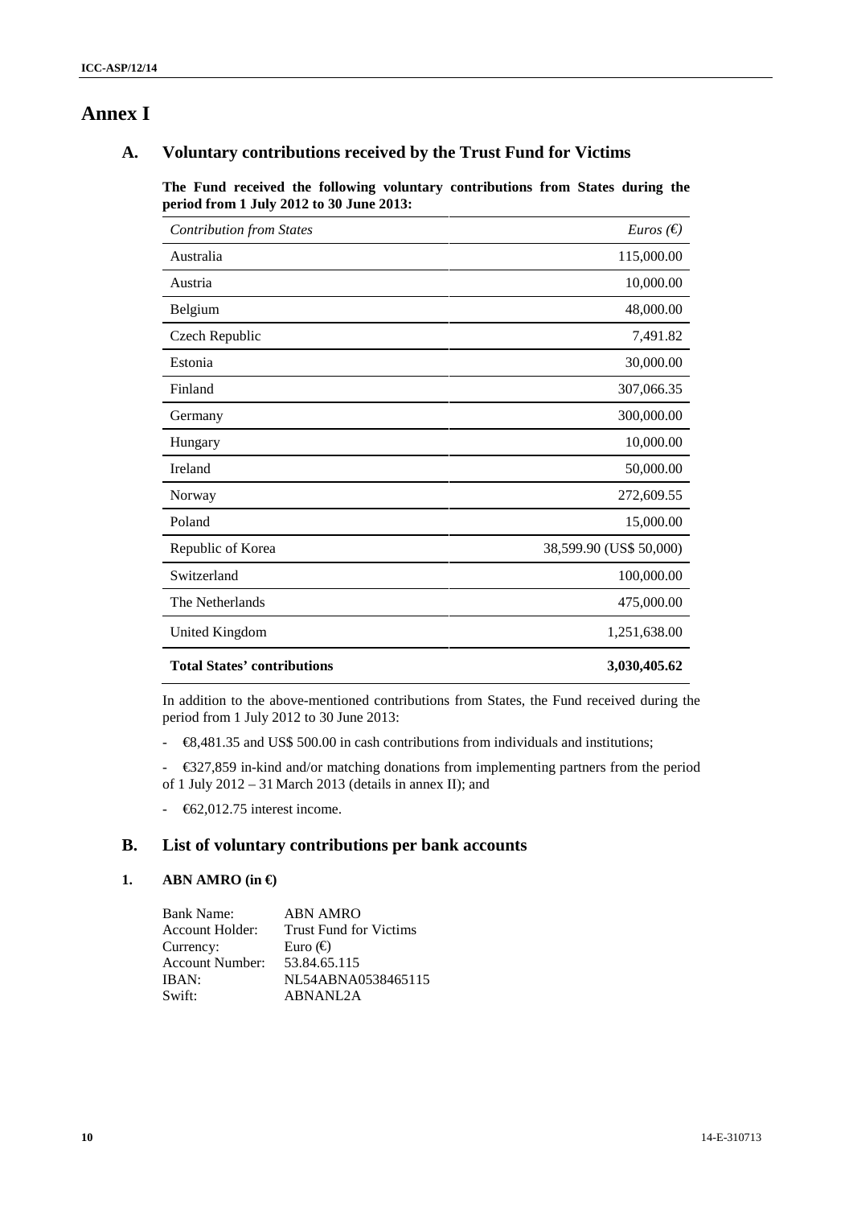# Annex I

## A. Voluntary contributions received by the Trust Fund for Victims

**The Fund received the following voluntary contributions from States during the period from 1 July 2012 to 30 June 2013:**

| *Contribution from States* | *Euros (€)* |
|---|---|
| Australia | 115,000.00 |
| Austria | 10,000.00 |
| Belgium | 48,000.00 |
| Czech Republic | 7,491.82 |
| Estonia | 30,000.00 |
| Finland | 307,066.35 |
| Germany | 300,000.00 |
| Hungary | 10,000.00 |
| Ireland | 50,000.00 |
| Norway | 272,609.55 |
| Poland | 15,000.00 |
| Republic of Korea | 38,599.90 (US$ 50,000) |
| Switzerland | 100,000.00 |
| The Netherlands | 475,000.00 |
| United Kingdom | 1,251,638.00 |
| **Total States' contributions** | **3,030,405.62** |

In addition to the above-mentioned contributions from States, the Fund received during the period from 1 July 2012 to 30 June 2013:

- €8,481.35 and US$ 500.00 in cash contributions from individuals and institutions;
- €327,859 in-kind and/or matching donations from implementing partners from the period of 1 July 2012 – 31 March 2013 (details in annex II); and
- €62,012.75 interest income.

## B. List of voluntary contributions per bank accounts

### 1. ABN AMRO (in €)

| | |
|---|---|
| Bank Name: | ABN AMRO |
| Account Holder: | Trust Fund for Victims |
| Currency: | Euro (€) |
| Account Number: | 53.84.65.115 |
| IBAN: | NL54ABNA0538465115 |
| Swift: | ABNANL2A |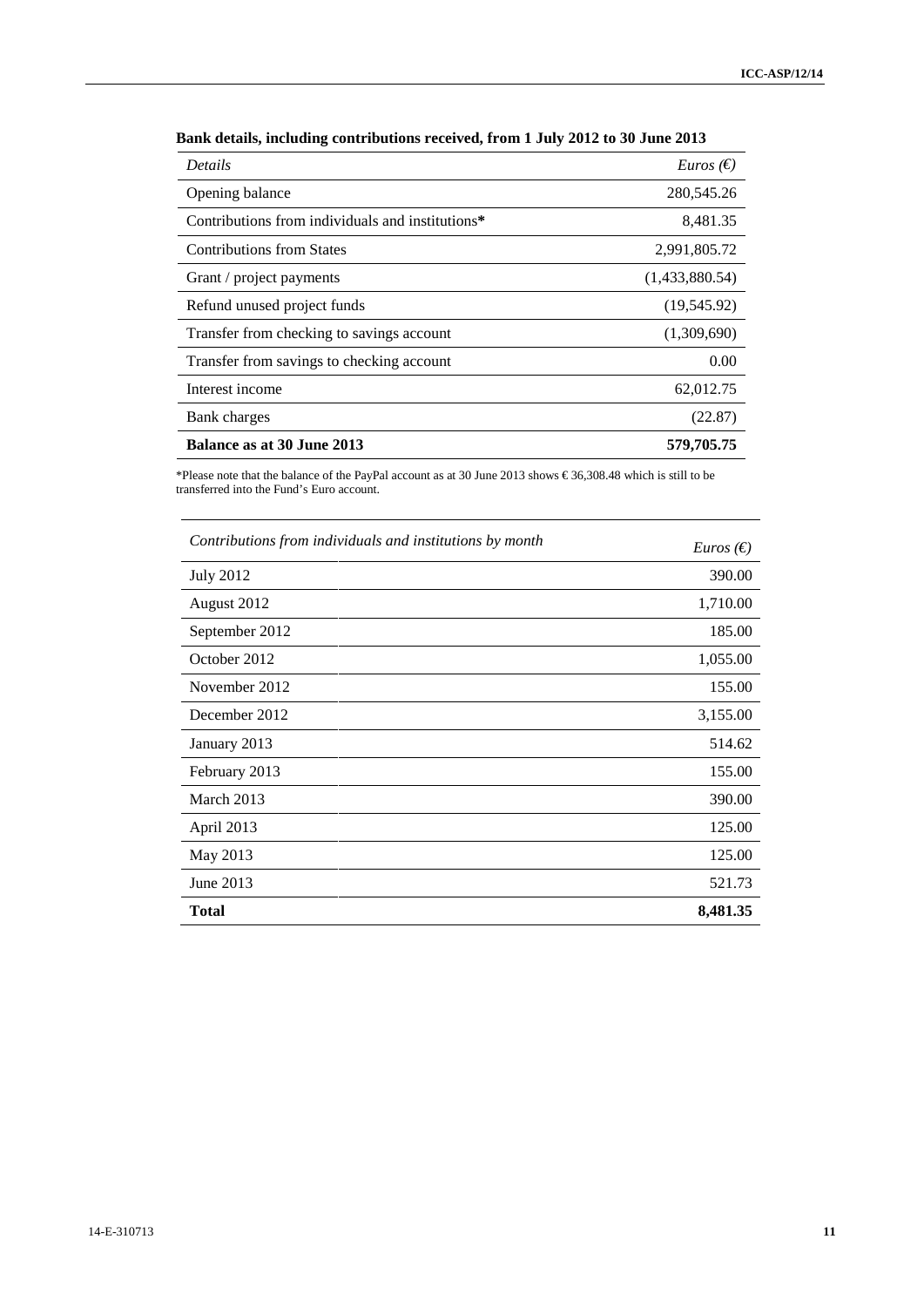**Bank details, including contributions received, from 1 July 2012 to 30 June 2013**

| *Details* | *Euros (€)* |
|---|---:|
| Opening balance | 280,545.26 |
| Contributions from individuals and institutions* | 8,481.35 |
| Contributions from States | 2,991,805.72 |
| Grant / project payments | (1,433,880.54) |
| Refund unused project funds | (19,545.92) |
| Transfer from checking to savings account | (1,309,690) |
| Transfer from savings to checking account | 0.00 |
| Interest income | 62,012.75 |
| Bank charges | (22.87) |
| **Balance as at 30 June 2013** | **579,705.75** |

*Please note that the balance of the PayPal account as at 30 June 2013 shows € 36,308.48 which is still to be transferred into the Fund's Euro account.

| *Contributions from individuals and institutions by month* | *Euros (€)* |
|---|---:|
| July 2012 | 390.00 |
| August 2012 | 1,710.00 |
| September 2012 | 185.00 |
| October 2012 | 1,055.00 |
| November 2012 | 155.00 |
| December 2012 | 3,155.00 |
| January 2013 | 514.62 |
| February 2013 | 155.00 |
| March 2013 | 390.00 |
| April 2013 | 125.00 |
| May 2013 | 125.00 |
| June 2013 | 521.73 |
| **Total** | **8,481.35** |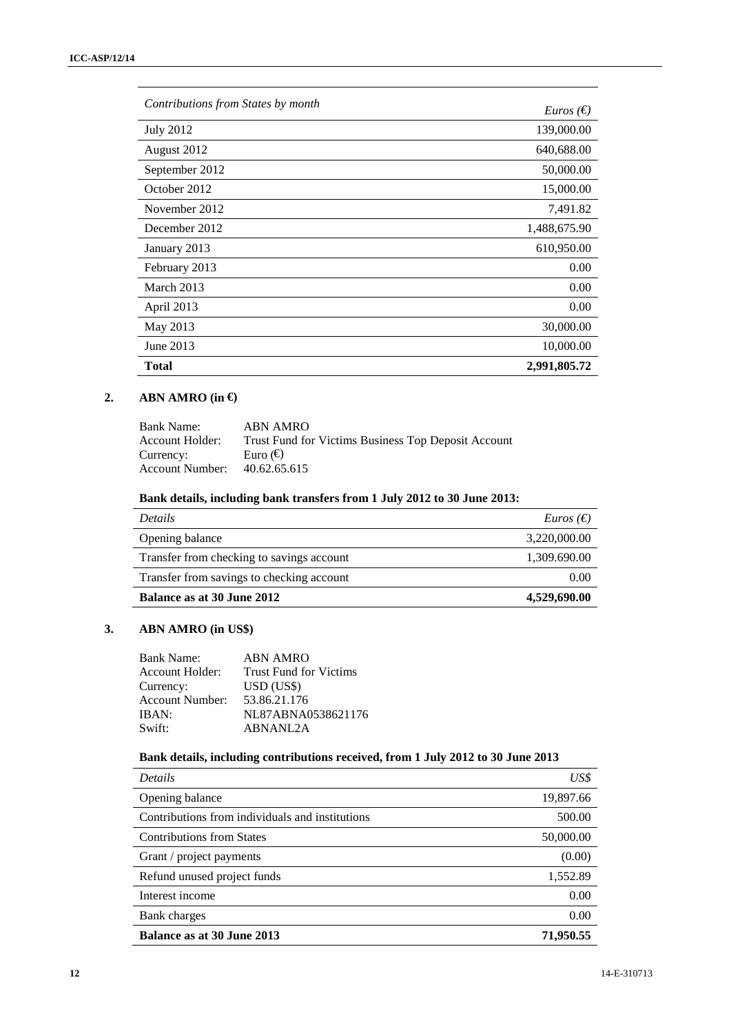| *Contributions from States by month* | *Euros (€)* |
|---|---|
| July 2012 | 139,000.00 |
| August 2012 | 640,688.00 |
| September 2012 | 50,000.00 |
| October 2012 | 15,000.00 |
| November 2012 | 7,491.82 |
| December 2012 | 1,488,675.90 |
| January 2013 | 610,950.00 |
| February 2013 | 0.00 |
| March 2013 | 0.00 |
| April 2013 | 0.00 |
| May 2013 | 30,000.00 |
| June 2013 | 10,000.00 |
| **Total** | **2,991,805.72** |

## 2. ABN AMRO (in €)

Bank Name: ABN AMRO
Account Holder: Trust Fund for Victims Business Top Deposit Account
Currency: Euro (€)
Account Number: 40.62.65.615

**Bank details, including bank transfers from 1 July 2012 to 30 June 2013:**

| *Details* | *Euros (€)* |
|---|---|
| Opening balance | 3,220,000.00 |
| Transfer from checking to savings account | 1,309.690.00 |
| Transfer from savings to checking account | 0.00 |
| **Balance as at 30 June 2012** | **4,529,690.00** |

## 3. ABN AMRO (in US$)

Bank Name: ABN AMRO
Account Holder: Trust Fund for Victims
Currency: USD (US$)
Account Number: 53.86.21.176
IBAN: NL87ABNA0538621176
Swift: ABNANL2A

**Bank details, including contributions received, from 1 July 2012 to 30 June 2013**

| *Details* | *US$* |
|---|---|
| Opening balance | 19,897.66 |
| Contributions from individuals and institutions | 500.00 |
| Contributions from States | 50,000.00 |
| Grant / project payments | (0.00) |
| Refund unused project funds | 1,552.89 |
| Interest income | 0.00 |
| Bank charges | 0.00 |
| **Balance as at 30 June 2013** | **71,950.55** |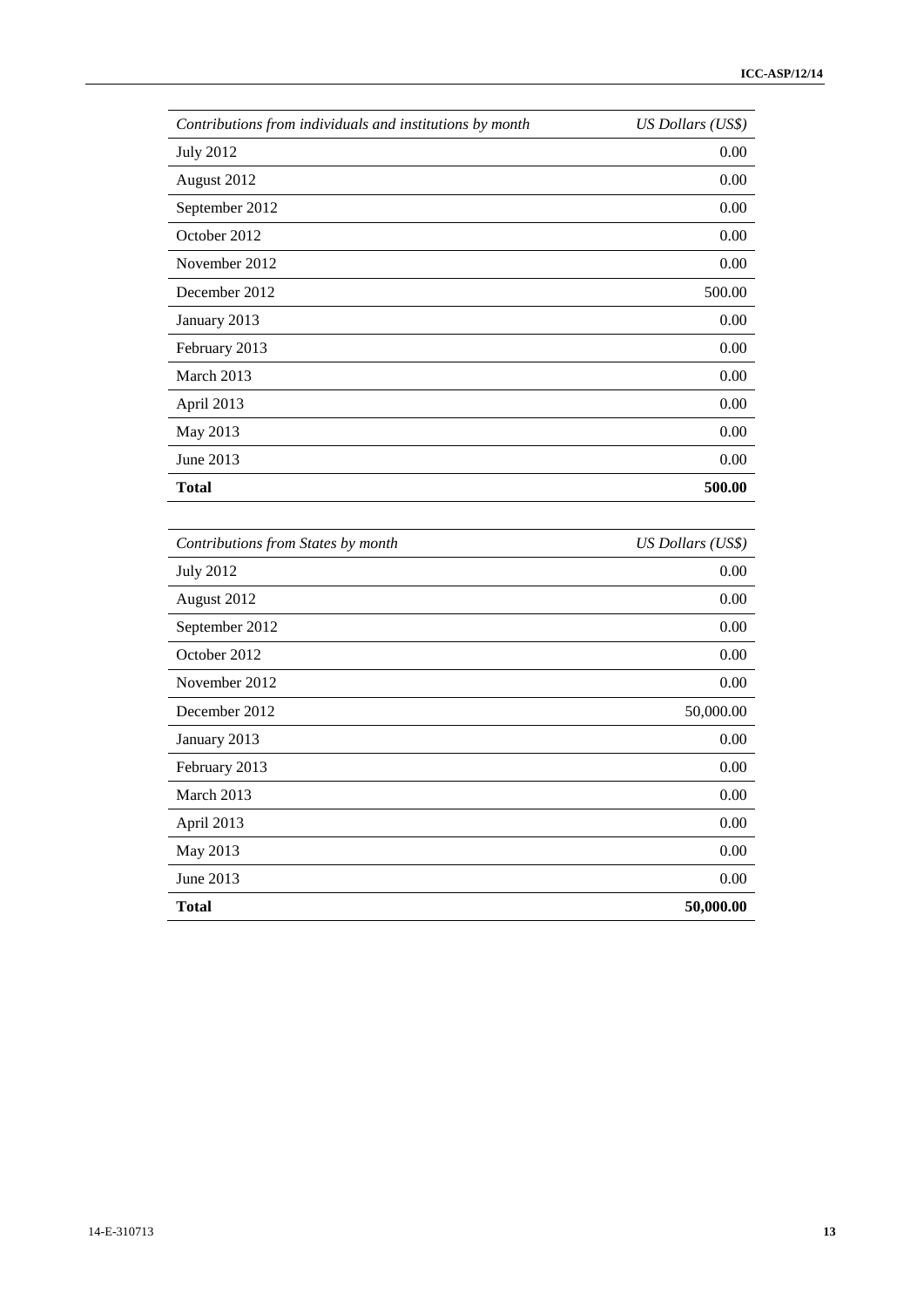| *Contributions from individuals and institutions by month* | *US Dollars (US$)* |
|---|---:|
| July 2012 | 0.00 |
| August 2012 | 0.00 |
| September 2012 | 0.00 |
| October 2012 | 0.00 |
| November 2012 | 0.00 |
| December 2012 | 500.00 |
| January 2013 | 0.00 |
| February 2013 | 0.00 |
| March 2013 | 0.00 |
| April 2013 | 0.00 |
| May 2013 | 0.00 |
| June 2013 | 0.00 |
| **Total** | **500.00** |

| *Contributions from States by month* | *US Dollars (US$)* |
|---|---:|
| July 2012 | 0.00 |
| August 2012 | 0.00 |
| September 2012 | 0.00 |
| October 2012 | 0.00 |
| November 2012 | 0.00 |
| December 2012 | 50,000.00 |
| January 2013 | 0.00 |
| February 2013 | 0.00 |
| March 2013 | 0.00 |
| April 2013 | 0.00 |
| May 2013 | 0.00 |
| June 2013 | 0.00 |
| **Total** | **50,000.00** |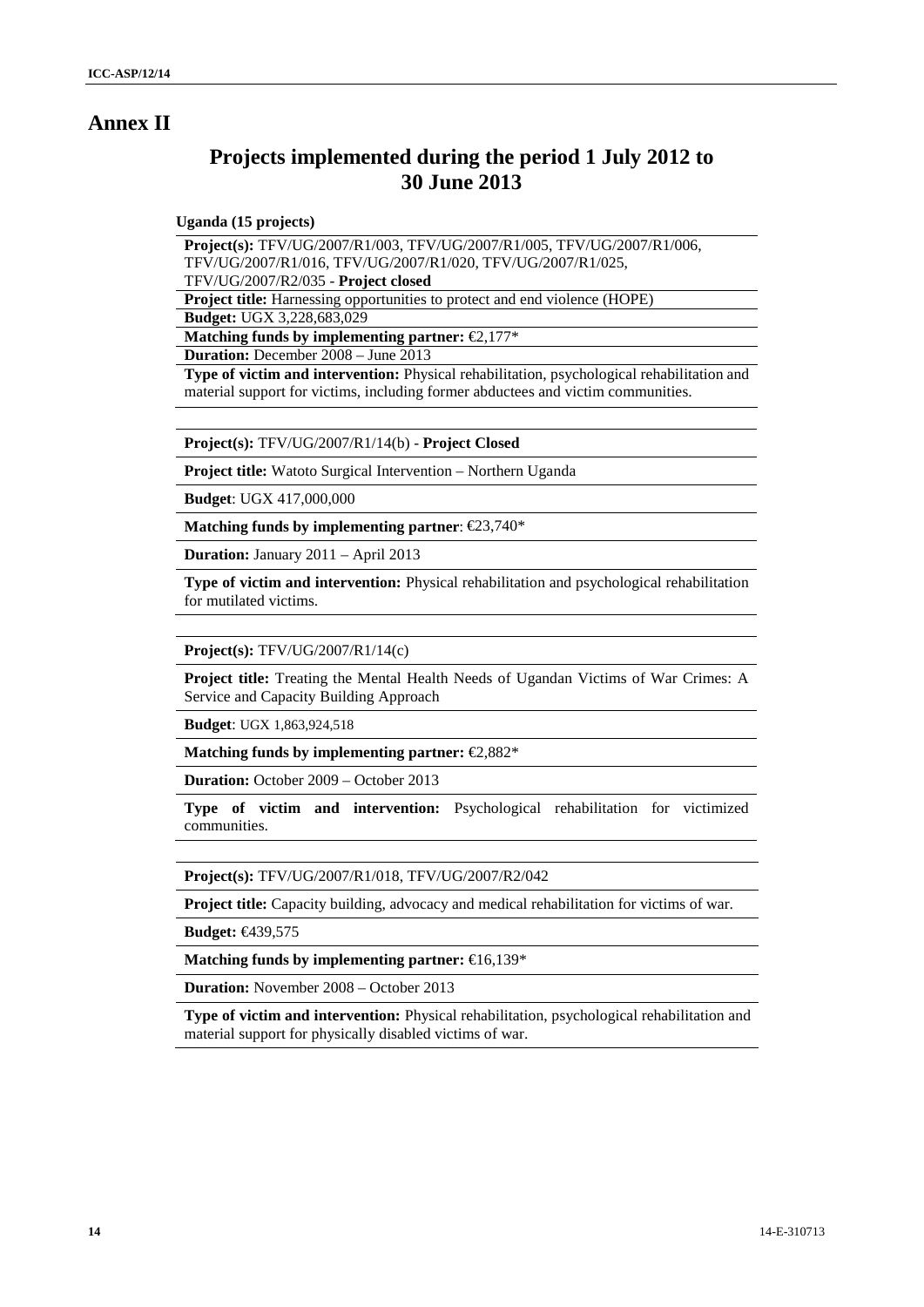# Annex II

## Projects implemented during the period 1 July 2012 to 30 June 2013

**Uganda (15 projects)**

**Project(s):** TFV/UG/2007/R1/003, TFV/UG/2007/R1/005, TFV/UG/2007/R1/006, TFV/UG/2007/R1/016, TFV/UG/2007/R1/020, TFV/UG/2007/R1/025, TFV/UG/2007/R2/035 - **Project closed**

**Project title:** Harnessing opportunities to protect and end violence (HOPE)

**Budget:** UGX 3,228,683,029

**Matching funds by implementing partner:** €2,177*

**Duration:** December 2008 – June 2013

**Type of victim and intervention:** Physical rehabilitation, psychological rehabilitation and material support for victims, including former abductees and victim communities.

---

**Project(s):** TFV/UG/2007/R1/14(b) - **Project Closed**

**Project title:** Watoto Surgical Intervention – Northern Uganda

**Budget**: UGX 417,000,000

**Matching funds by implementing partner**: €23,740*

**Duration:** January 2011 – April 2013

**Type of victim and intervention:** Physical rehabilitation and psychological rehabilitation for mutilated victims.

---

**Project(s):** TFV/UG/2007/R1/14(c)

**Project title:** Treating the Mental Health Needs of Ugandan Victims of War Crimes: A Service and Capacity Building Approach

**Budget**: UGX 1,863,924,518

**Matching funds by implementing partner:** €2,882*

**Duration:** October 2009 – October 2013

**Type of victim and intervention:** Psychological rehabilitation for victimized communities.

---

**Project(s):** TFV/UG/2007/R1/018, TFV/UG/2007/R2/042

**Project title:** Capacity building, advocacy and medical rehabilitation for victims of war.

**Budget:** €439,575

**Matching funds by implementing partner:** €16,139*

**Duration:** November 2008 – October 2013

**Type of victim and intervention:** Physical rehabilitation, psychological rehabilitation and material support for physically disabled victims of war.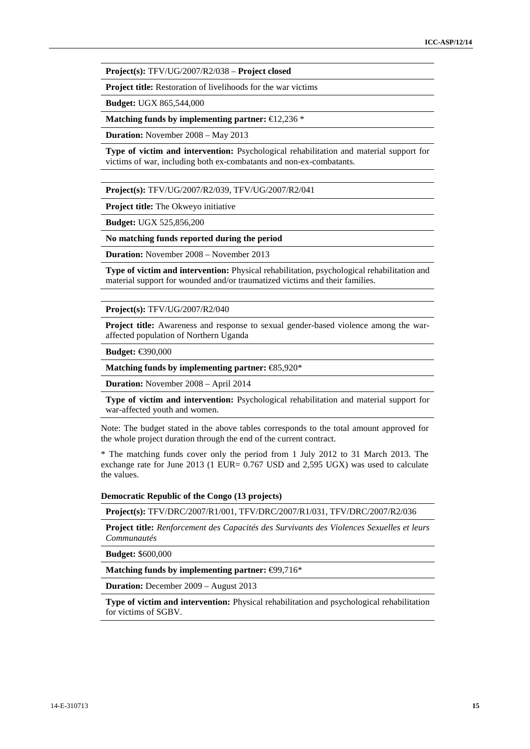**Project(s):** TFV/UG/2007/R2/038 – **Project closed**

**Project title:** Restoration of livelihoods for the war victims

**Budget:** UGX 865,544,000

**Matching funds by implementing partner:** €12,236 *

**Duration:** November 2008 – May 2013

**Type of victim and intervention:** Psychological rehabilitation and material support for victims of war, including both ex-combatants and non-ex-combatants.

---

**Project(s):** TFV/UG/2007/R2/039, TFV/UG/2007/R2/041

**Project title:** The Okweyo initiative

**Budget:** UGX 525,856,200

**No matching funds reported during the period**

**Duration:** November 2008 – November 2013

**Type of victim and intervention:** Physical rehabilitation, psychological rehabilitation and material support for wounded and/or traumatized victims and their families.

---

**Project(s):** TFV/UG/2007/R2/040

**Project title:** Awareness and response to sexual gender-based violence among the war-affected population of Northern Uganda

**Budget:** €390,000

**Matching funds by implementing partner:** €85,920*

**Duration:** November 2008 – April 2014

**Type of victim and intervention:** Psychological rehabilitation and material support for war-affected youth and women.

---

Note: The budget stated in the above tables corresponds to the total amount approved for the whole project duration through the end of the current contract.

* The matching funds cover only the period from 1 July 2012 to 31 March 2013. The exchange rate for June 2013 (1 EUR= 0.767 USD and 2,595 UGX) was used to calculate the values.

**Democratic Republic of the Congo (13 projects)**

**Project(s):** TFV/DRC/2007/R1/001, TFV/DRC/2007/R1/031, TFV/DRC/2007/R2/036

**Project title:** *Renforcement des Capacités des Survivants des Violences Sexuelles et leurs Communautés*

**Budget:** $600,000

**Matching funds by implementing partner:** €99,716*

**Duration:** December 2009 – August 2013

**Type of victim and intervention:** Physical rehabilitation and psychological rehabilitation for victims of SGBV.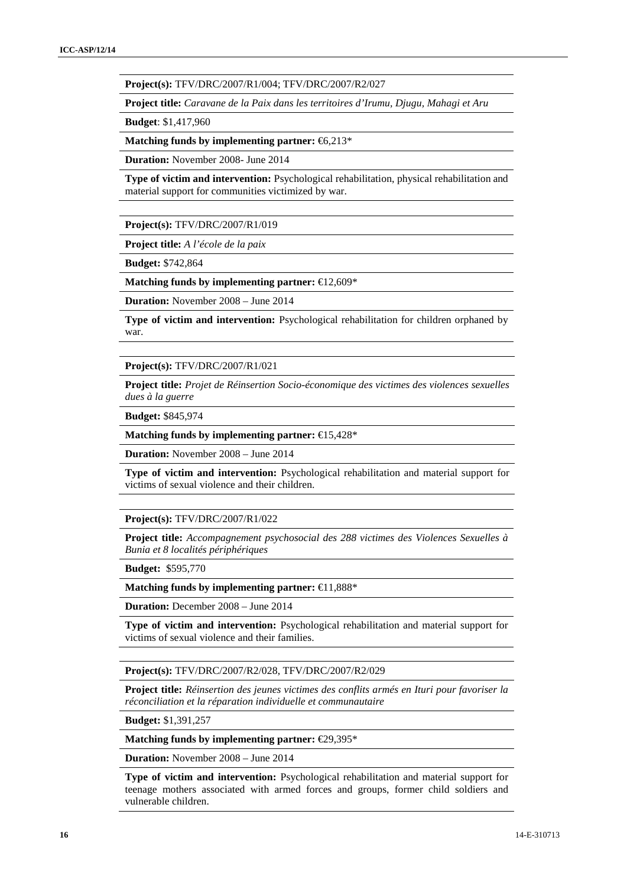**Project(s):** TFV/DRC/2007/R1/004; TFV/DRC/2007/R2/027

**Project title:** *Caravane de la Paix dans les territoires d'Irumu, Djugu, Mahagi et Aru*

**Budget**: $1,417,960

**Matching funds by implementing partner:** €6,213*

**Duration:** November 2008- June 2014

**Type of victim and intervention:** Psychological rehabilitation, physical rehabilitation and material support for communities victimized by war.

---

**Project(s):** TFV/DRC/2007/R1/019

**Project title:** *A l'école de la paix*

**Budget:** $742,864

**Matching funds by implementing partner:** €12,609*

**Duration:** November 2008 – June 2014

**Type of victim and intervention:** Psychological rehabilitation for children orphaned by war.

---

**Project(s):** TFV/DRC/2007/R1/021

**Project title:** *Projet de Réinsertion Socio-économique des victimes des violences sexuelles dues à la guerre*

**Budget:** $845,974

**Matching funds by implementing partner:** €15,428*

**Duration:** November 2008 – June 2014

**Type of victim and intervention:** Psychological rehabilitation and material support for victims of sexual violence and their children.

---

**Project(s):** TFV/DRC/2007/R1/022

**Project title:** *Accompagnement psychosocial des 288 victimes des Violences Sexuelles à Bunia et 8 localités périphériques*

**Budget:** $595,770

**Matching funds by implementing partner:** €11,888*

**Duration:** December 2008 – June 2014

**Type of victim and intervention:** Psychological rehabilitation and material support for victims of sexual violence and their families.

---

**Project(s):** TFV/DRC/2007/R2/028, TFV/DRC/2007/R2/029

**Project title:** *Réinsertion des jeunes victimes des conflits armés en Ituri pour favoriser la réconciliation et la réparation individuelle et communautaire*

**Budget:** $1,391,257

**Matching funds by implementing partner:** €29,395*

**Duration:** November 2008 – June 2014

**Type of victim and intervention:** Psychological rehabilitation and material support for teenage mothers associated with armed forces and groups, former child soldiers and vulnerable children.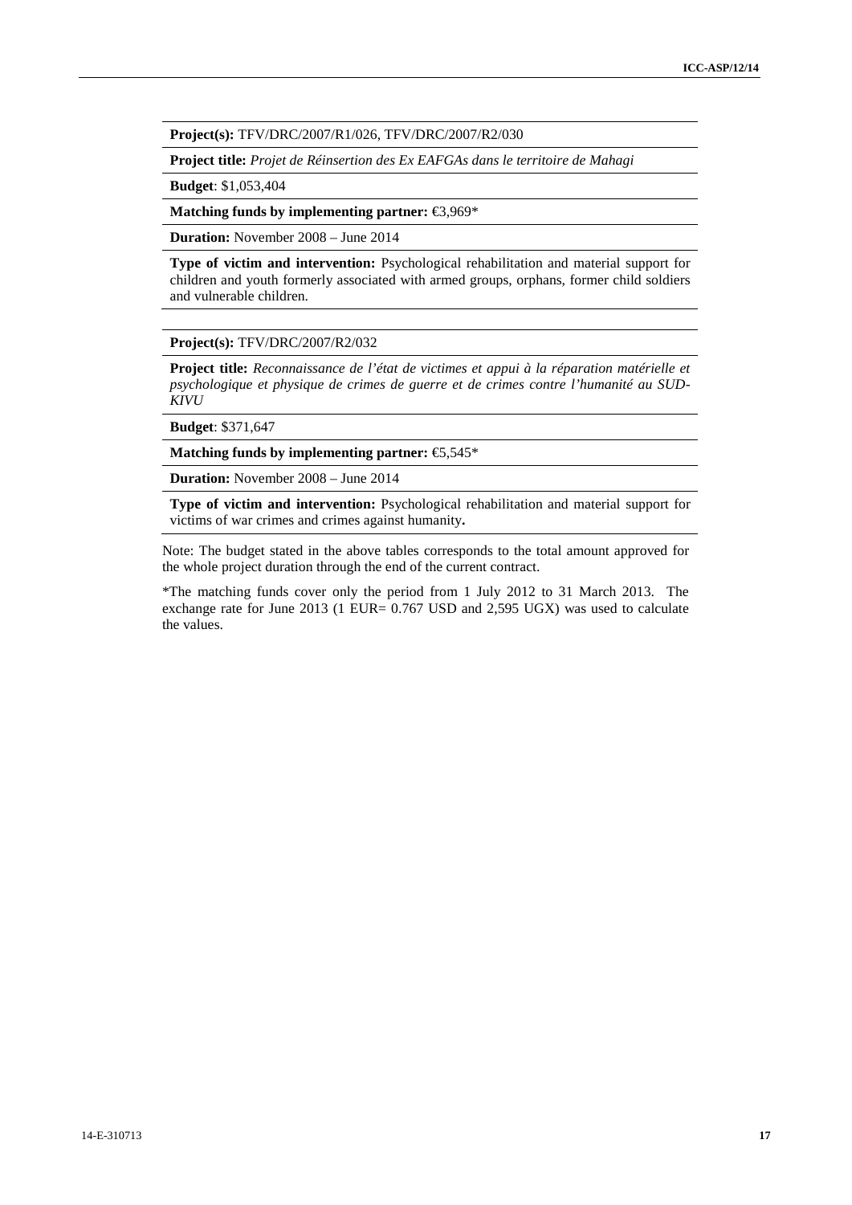**Project(s):** TFV/DRC/2007/R1/026, TFV/DRC/2007/R2/030

**Project title:** *Projet de Réinsertion des Ex EAFGAs dans le territoire de Mahagi*

**Budget**: $1,053,404

**Matching funds by implementing partner:** €3,969*

**Duration:** November 2008 – June 2014

**Type of victim and intervention:** Psychological rehabilitation and material support for children and youth formerly associated with armed groups, orphans, former child soldiers and vulnerable children.

**Project(s):** TFV/DRC/2007/R2/032

**Project title:** *Reconnaissance de l'état de victimes et appui à la réparation matérielle et psychologique et physique de crimes de guerre et de crimes contre l'humanité au SUD-KIVU*

**Budget**: $371,647

**Matching funds by implementing partner:** €5,545*

**Duration:** November 2008 – June 2014

**Type of victim and intervention:** Psychological rehabilitation and material support for victims of war crimes and crimes against humanity**.**

Note: The budget stated in the above tables corresponds to the total amount approved for the whole project duration through the end of the current contract.

*The matching funds cover only the period from 1 July 2012 to 31 March 2013. The exchange rate for June 2013 (1 EUR= 0.767 USD and 2,595 UGX) was used to calculate the values.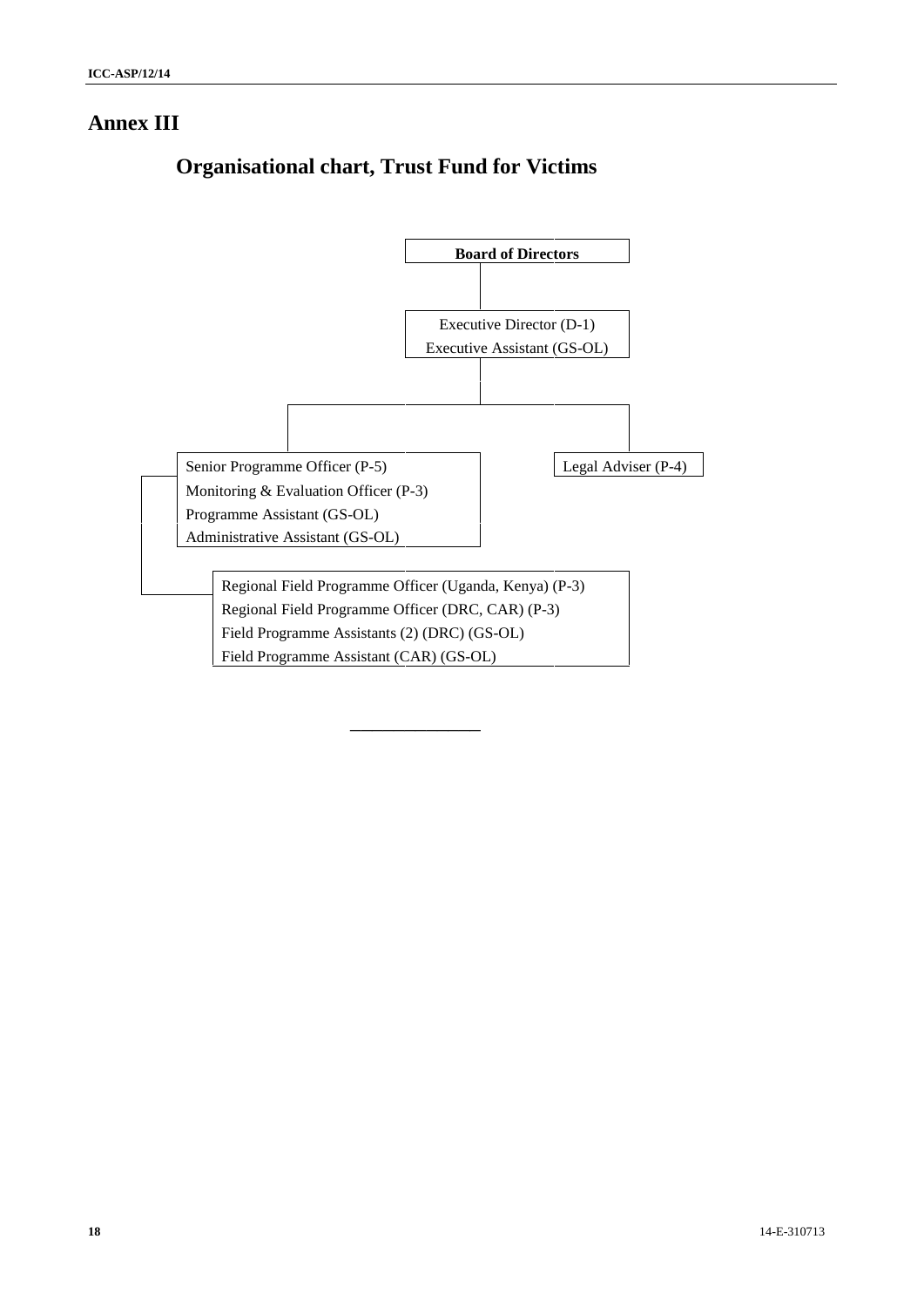# Annex III

## Organisational chart, Trust Fund for Victims

**Board of Directors**

Executive Director (D-1)
Executive Assistant (GS-OL)

Senior Programme Officer (P-5)
Monitoring & Evaluation Officer (P-3)
Programme Assistant (GS-OL)
Administrative Assistant (GS-OL)

Legal Adviser (P-4)

Regional Field Programme Officer (Uganda, Kenya) (P-3)
Regional Field Programme Officer (DRC, CAR) (P-3)
Field Programme Assistants (2) (DRC) (GS-OL)
Field Programme Assistant (CAR) (GS-OL)